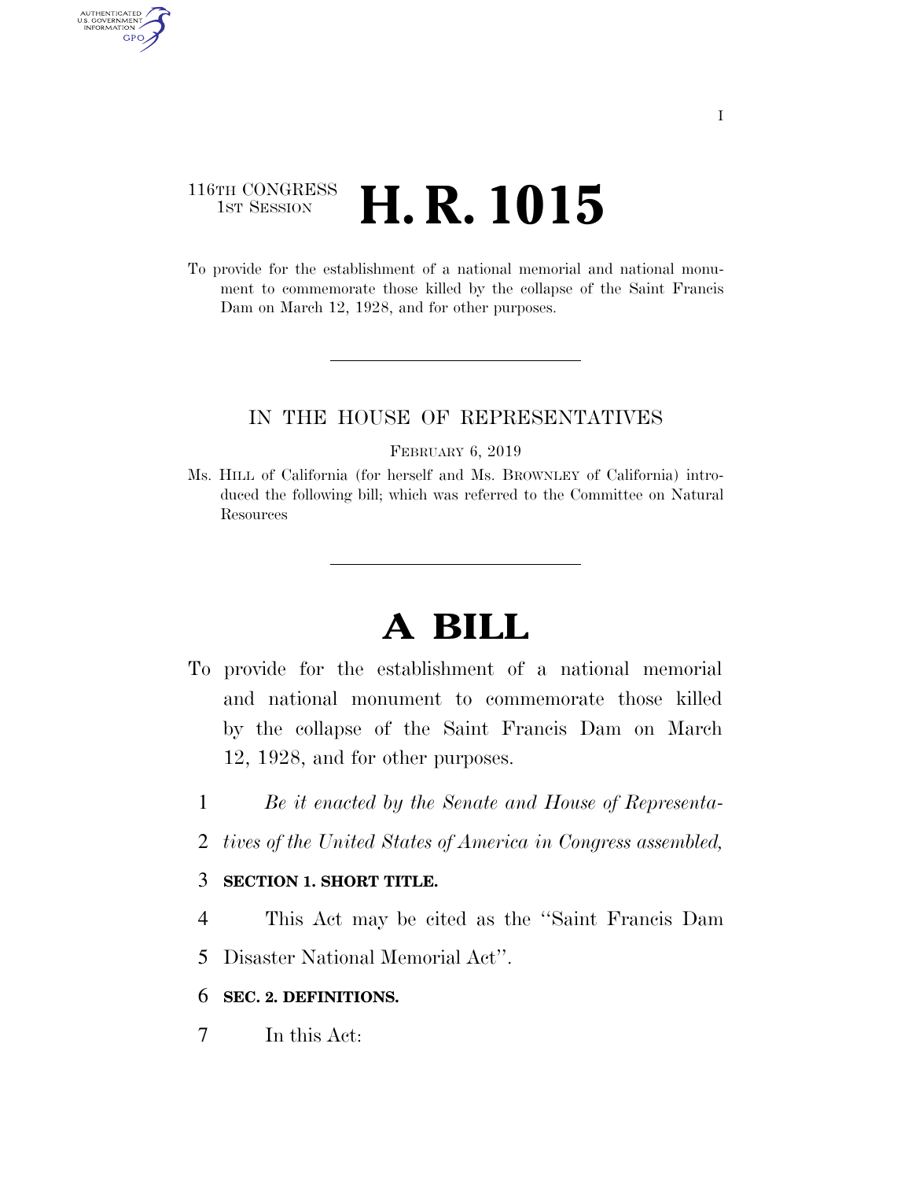116TH CONGRESS
1ST SESSION

# H. R. 1015

To provide for the establishment of a national memorial and national monument to commemorate those killed by the collapse of the Saint Francis Dam on March 12, 1928, and for other purposes.

IN THE HOUSE OF REPRESENTATIVES

FEBRUARY 6, 2019

Ms. HILL of California (for herself and Ms. BROWNLEY of California) introduced the following bill; which was referred to the Committee on Natural Resources

# A BILL

To provide for the establishment of a national memorial and national monument to commemorate those killed by the collapse of the Saint Francis Dam on March 12, 1928, and for other purposes.

*Be it enacted by the Senate and House of Representatives of the United States of America in Congress assembled,*

**SECTION 1. SHORT TITLE.**

This Act may be cited as the ''Saint Francis Dam Disaster National Memorial Act''.

**SEC. 2. DEFINITIONS.**

In this Act: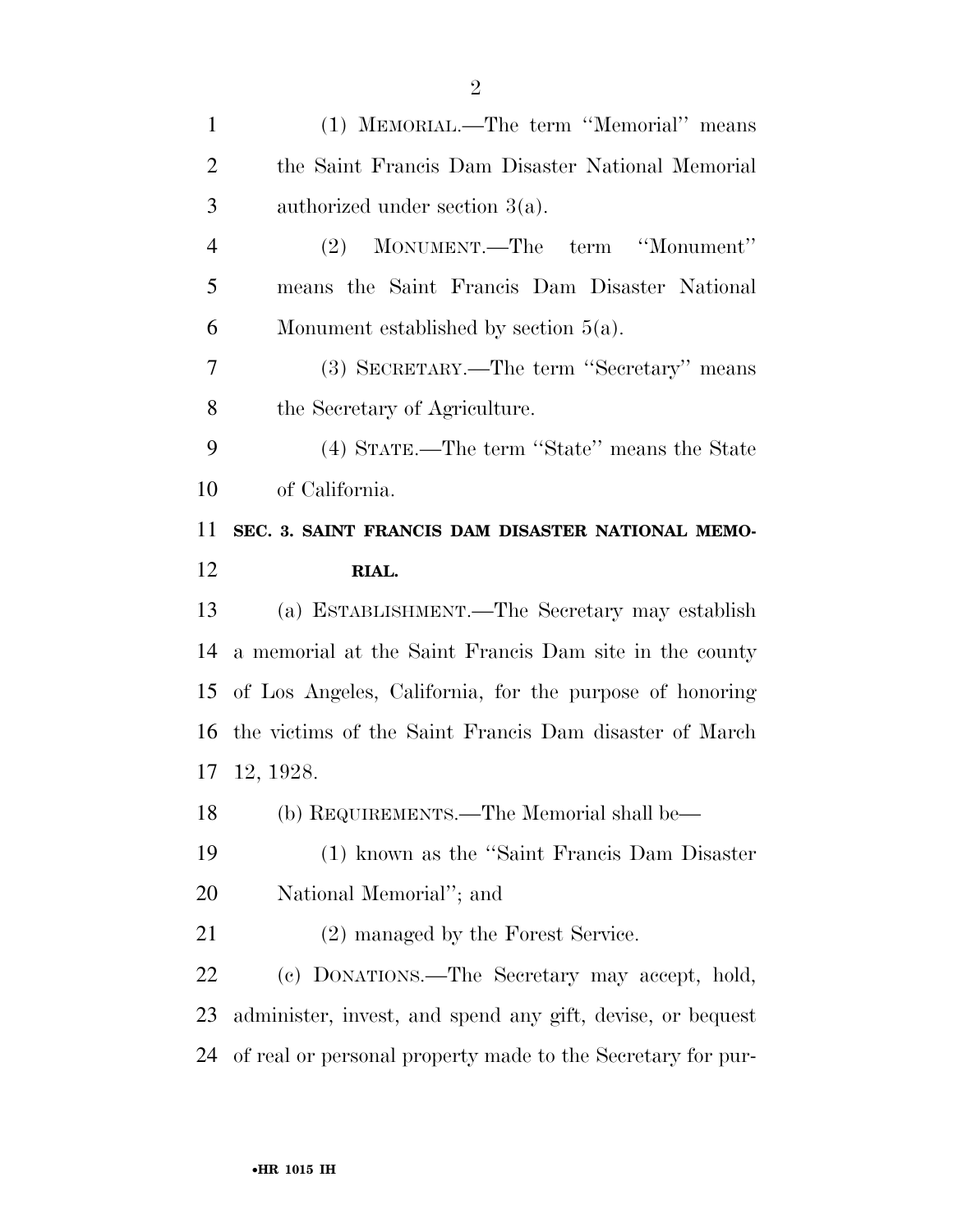(1) MEMORIAL.—The term "Memorial" means the Saint Francis Dam Disaster National Memorial authorized under section 3(a).

(2) MONUMENT.—The term "Monument" means the Saint Francis Dam Disaster National Monument established by section 5(a).

(3) SECRETARY.—The term "Secretary" means the Secretary of Agriculture.

(4) STATE.—The term "State" means the State of California.

## SEC. 3. SAINT FRANCIS DAM DISASTER NATIONAL MEMORIAL.

(a) ESTABLISHMENT.—The Secretary may establish a memorial at the Saint Francis Dam site in the county of Los Angeles, California, for the purpose of honoring the victims of the Saint Francis Dam disaster of March 12, 1928.

(b) REQUIREMENTS.—The Memorial shall be—

(1) known as the "Saint Francis Dam Disaster National Memorial"; and

(2) managed by the Forest Service.

(c) DONATIONS.—The Secretary may accept, hold, administer, invest, and spend any gift, devise, or bequest of real or personal property made to the Secretary for pur-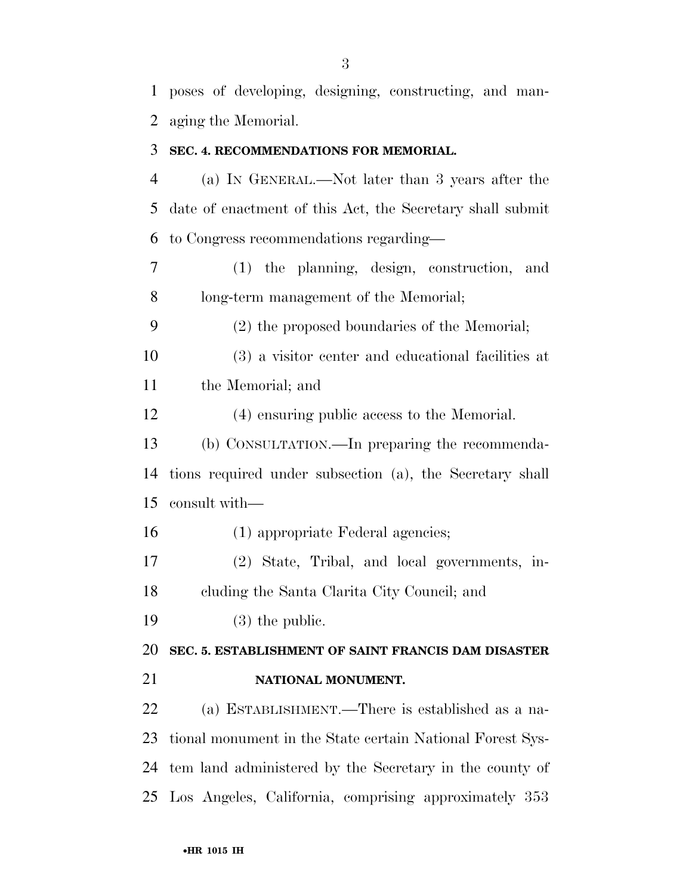poses of developing, designing, constructing, and managing the Memorial.

**SEC. 4. RECOMMENDATIONS FOR MEMORIAL.**

(a) IN GENERAL.—Not later than 3 years after the date of enactment of this Act, the Secretary shall submit to Congress recommendations regarding—

(1) the planning, design, construction, and long-term management of the Memorial;

(2) the proposed boundaries of the Memorial;

(3) a visitor center and educational facilities at the Memorial; and

(4) ensuring public access to the Memorial.

(b) CONSULTATION.—In preparing the recommendations required under subsection (a), the Secretary shall consult with—

(1) appropriate Federal agencies;

(2) State, Tribal, and local governments, including the Santa Clarita City Council; and

(3) the public.

**SEC. 5. ESTABLISHMENT OF SAINT FRANCIS DAM DISASTER NATIONAL MONUMENT.**

(a) ESTABLISHMENT.—There is established as a national monument in the State certain National Forest System land administered by the Secretary in the county of Los Angeles, California, comprising approximately 353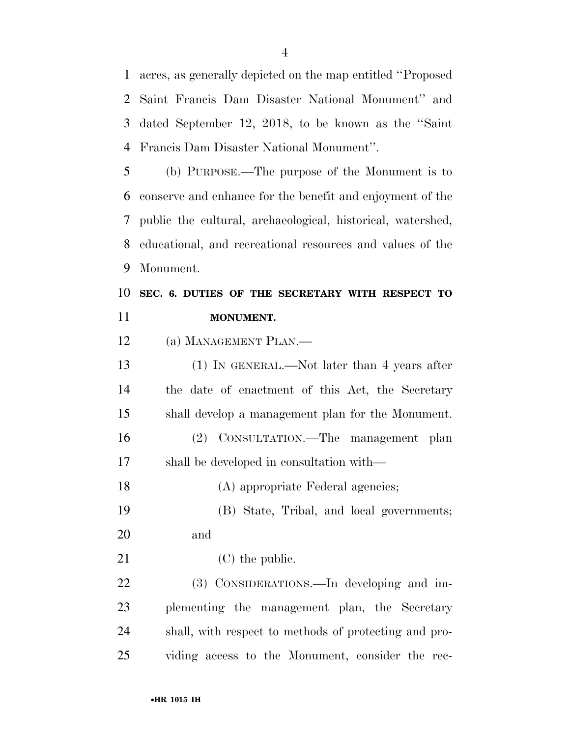acres, as generally depicted on the map entitled ''Proposed Saint Francis Dam Disaster National Monument'' and dated September 12, 2018, to be known as the ''Saint Francis Dam Disaster National Monument''.

(b) PURPOSE.—The purpose of the Monument is to conserve and enhance for the benefit and enjoyment of the public the cultural, archaeological, historical, watershed, educational, and recreational resources and values of the Monument.

## SEC. 6. DUTIES OF THE SECRETARY WITH RESPECT TO MONUMENT.

(a) MANAGEMENT PLAN.—

(1) IN GENERAL.—Not later than 4 years after the date of enactment of this Act, the Secretary shall develop a management plan for the Monument.

(2) CONSULTATION.—The management plan shall be developed in consultation with—

(A) appropriate Federal agencies;

(B) State, Tribal, and local governments; and

(C) the public.

(3) CONSIDERATIONS.—In developing and implementing the management plan, the Secretary shall, with respect to methods of protecting and providing access to the Monument, consider the rec-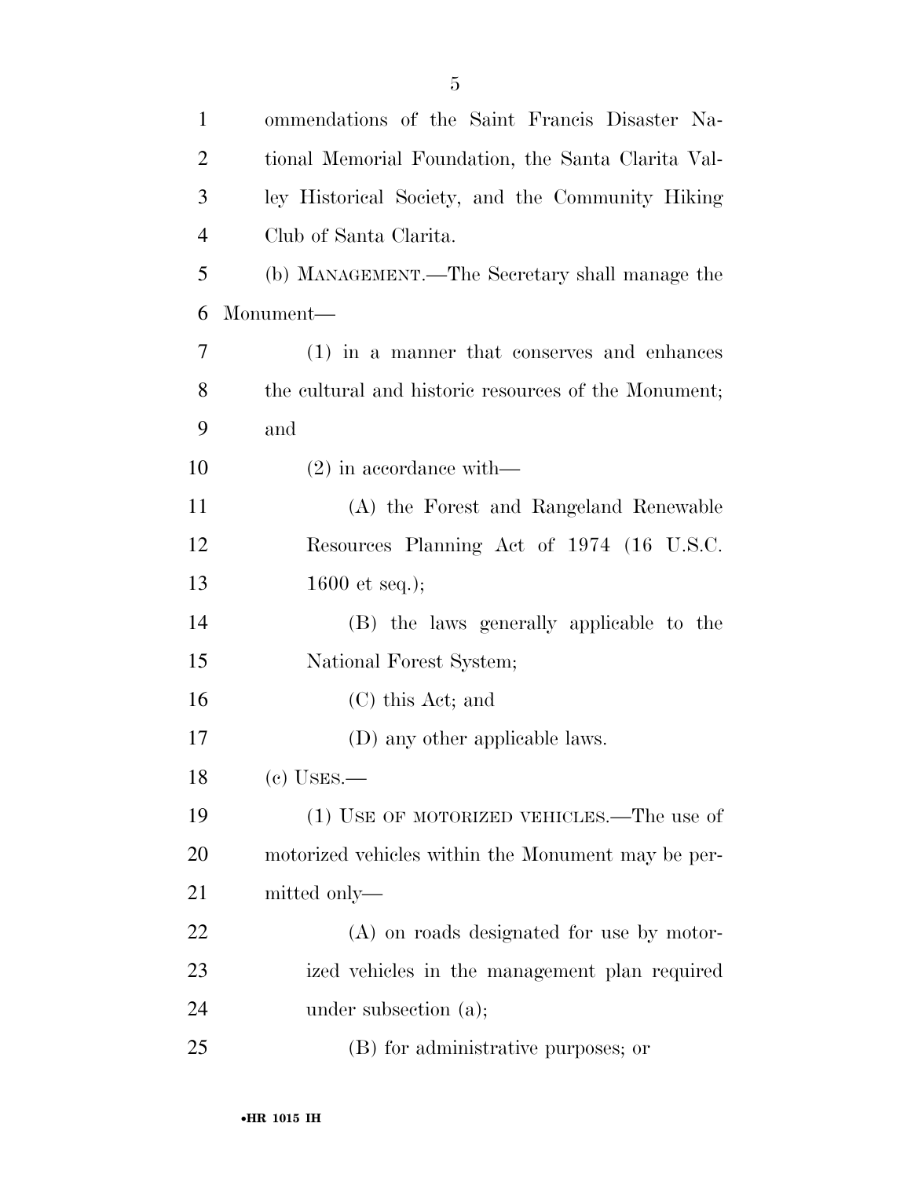ommendations of the Saint Francis Disaster National Memorial Foundation, the Santa Clarita Valley Historical Society, and the Community Hiking Club of Santa Clarita.

(b) MANAGEMENT.—The Secretary shall manage the Monument—

(1) in a manner that conserves and enhances the cultural and historic resources of the Monument; and

(2) in accordance with—

(A) the Forest and Rangeland Renewable Resources Planning Act of 1974 (16 U.S.C. 1600 et seq.);

(B) the laws generally applicable to the National Forest System;

(C) this Act; and

(D) any other applicable laws.

(c) USES.—

(1) USE OF MOTORIZED VEHICLES.—The use of motorized vehicles within the Monument may be permitted only—

(A) on roads designated for use by motorized vehicles in the management plan required under subsection (a);

(B) for administrative purposes; or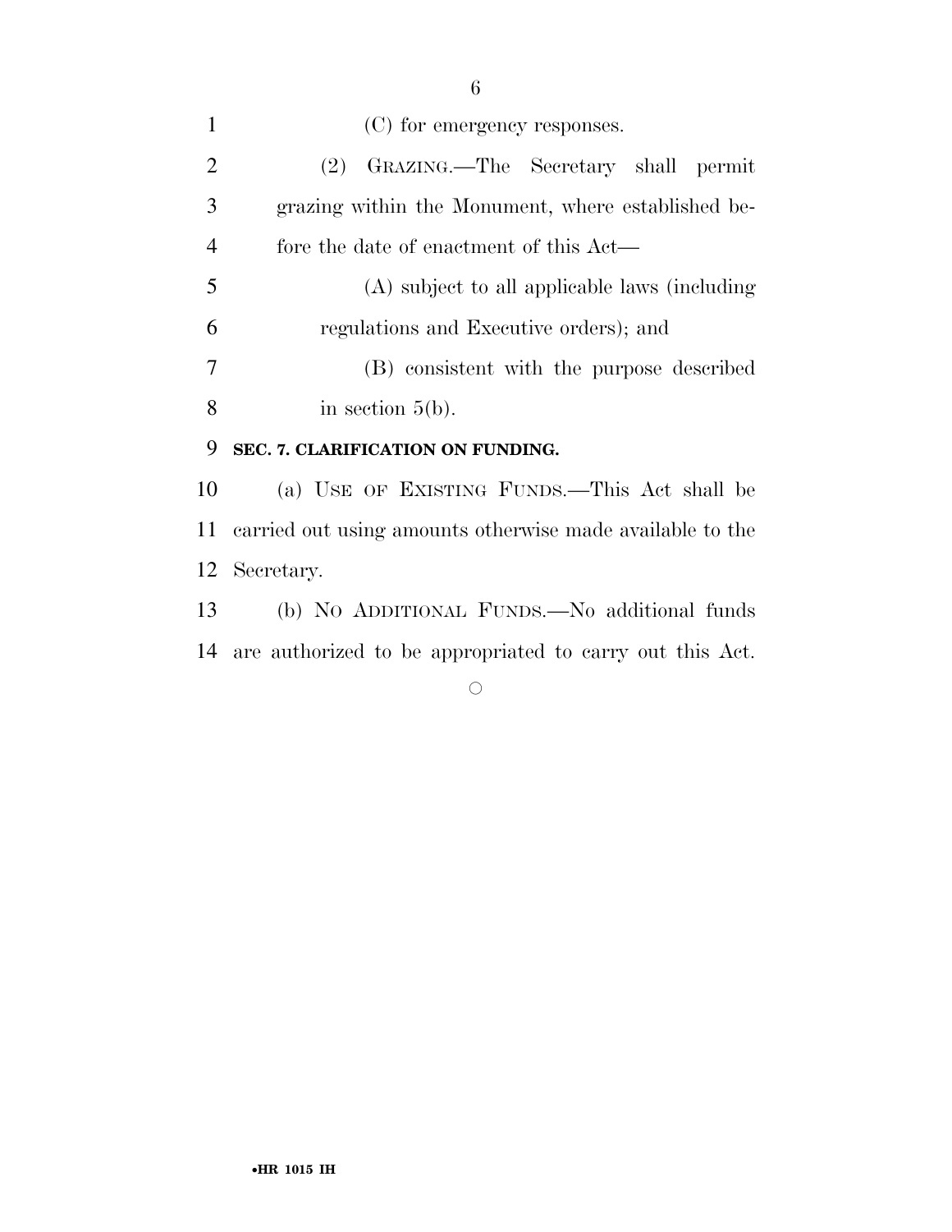(C) for emergency responses.

(2) GRAZING.—The Secretary shall permit grazing within the Monument, where established before the date of enactment of this Act—

(A) subject to all applicable laws (including regulations and Executive orders); and

(B) consistent with the purpose described in section 5(b).

**SEC. 7. CLARIFICATION ON FUNDING.**

(a) USE OF EXISTING FUNDS.—This Act shall be carried out using amounts otherwise made available to the Secretary.

(b) NO ADDITIONAL FUNDS.—No additional funds are authorized to be appropriated to carry out this Act.

○